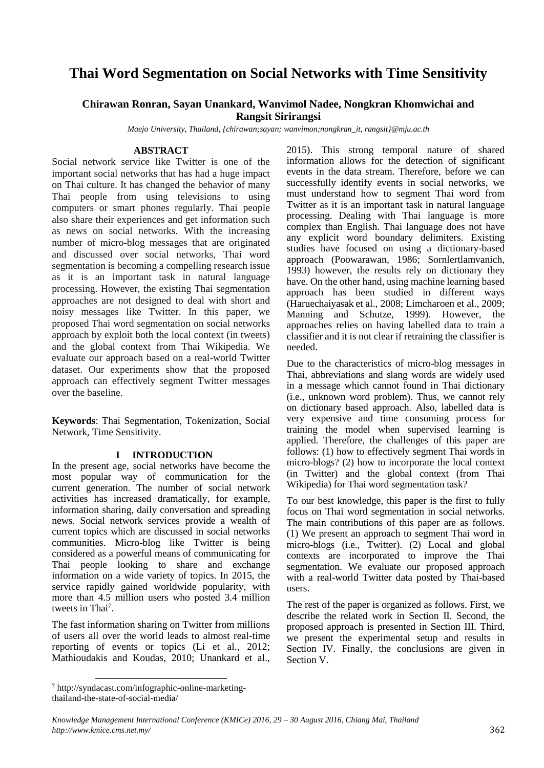# Thai Word Segmentation on Social Networks with Time Sensitivity

**Chirawan Ronran, Sayan Unankard, Wanvimol Nadee, Nongkran Khomwichai and Rangsit Sirirangsi**

*Maejo University, Thailand, {chirawan;sayan; wanvimon;nongkran_it, rangsit}@mju.ac.th*

## ABSTRACT

Social network service like Twitter is one of the important social networks that has had a huge impact on Thai culture. It has changed the behavior of many Thai people from using televisions to using computers or smart phones regularly. Thai people also share their experiences and get information such as news on social networks. With the increasing number of micro-blog messages that are originated and discussed over social networks, Thai word segmentation is becoming a compelling research issue as it is an important task in natural language processing. However, the existing Thai segmentation approaches are not designed to deal with short and noisy messages like Twitter. In this paper, we proposed Thai word segmentation on social networks approach by exploit both the local context (in tweets) and the global context from Thai Wikipedia. We evaluate our approach based on a real-world Twitter dataset. Our experiments show that the proposed approach can effectively segment Twitter messages over the baseline.

**Keywords**: Thai Segmentation, Tokenization, Social Network, Time Sensitivity.

## I INTRODUCTION

In the present age, social networks have become the most popular way of communication for the current generation. The number of social network activities has increased dramatically, for example, information sharing, daily conversation and spreading news. Social network services provide a wealth of current topics which are discussed in social networks communities. Micro-blog like Twitter is being considered as a powerful means of communicating for Thai people looking to share and exchange information on a wide variety of topics. In 2015, the service rapidly gained worldwide popularity, with more than 4.5 million users who posted 3.4 million tweets in Thai[7].

The fast information sharing on Twitter from millions of users all over the world leads to almost real-time reporting of events or topics (Li et al., 2012; Mathioudakis and Koudas, 2010; Unankard et al., 2015). This strong temporal nature of shared information allows for the detection of significant events in the data stream. Therefore, before we can successfully identify events in social networks, we must understand how to segment Thai word from Twitter as it is an important task in natural language processing. Dealing with Thai language is more complex than English. Thai language does not have any explicit word boundary delimiters. Existing studies have focused on using a dictionary-based approach (Poowarawan, 1986; Sornlertlamvanich, 1993) however, the results rely on dictionary they have. On the other hand, using machine learning based approach has been studied in different ways (Haruechaiyasak et al., 2008; Limcharoen et al., 2009; Manning and Schutze, 1999). However, the approaches relies on having labelled data to train a classifier and it is not clear if retraining the classifier is needed.

Due to the characteristics of micro-blog messages in Thai, abbreviations and slang words are widely used in a message which cannot found in Thai dictionary (i.e., unknown word problem). Thus, we cannot rely on dictionary based approach. Also, labelled data is very expensive and time consuming process for training the model when supervised learning is applied. Therefore, the challenges of this paper are follows: (1) how to effectively segment Thai words in micro-blogs? (2) how to incorporate the local context (in Twitter) and the global context (from Thai Wikipedia) for Thai word segmentation task?

To our best knowledge, this paper is the first to fully focus on Thai word segmentation in social networks. The main contributions of this paper are as follows. (1) We present an approach to segment Thai word in micro-blogs (i.e., Twitter). (2) Local and global contexts are incorporated to improve the Thai segmentation. We evaluate our proposed approach with a real-world Twitter data posted by Thai-based users.

The rest of the paper is organized as follows. First, we describe the related work in Section II. Second, the proposed approach is presented in Section III. Third, we present the experimental setup and results in Section IV. Finally, the conclusions are given in Section V.

---

[7] http://syndacast.com/infographic-online-marketing-thailand-the-state-of-social-media/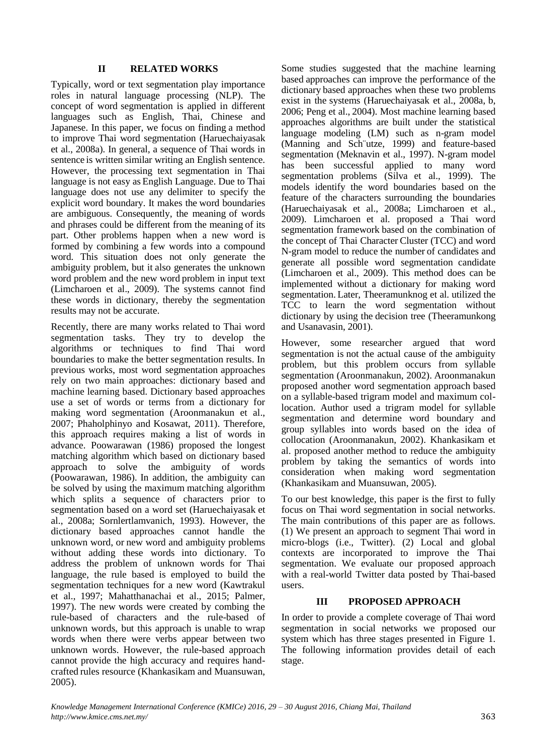## II RELATED WORKS

Typically, word or text segmentation play importance roles in natural language processing (NLP). The concept of word segmentation is applied in different languages such as English, Thai, Chinese and Japanese. In this paper, we focus on finding a method to improve Thai word segmentation (Haruechaiyasak et al., 2008a). In general, a sequence of Thai words in sentence is written similar writing an English sentence. However, the processing text segmentation in Thai language is not easy as English Language. Due to Thai language does not use any delimiter to specify the explicit word boundary. It makes the word boundaries are ambiguous. Consequently, the meaning of words and phrases could be different from the meaning of its part. Other problems happen when a new word is formed by combining a few words into a compound word. This situation does not only generate the ambiguity problem, but it also generates the unknown word problem and the new word problem in input text (Limcharoen et al., 2009). The systems cannot find these words in dictionary, thereby the segmentation results may not be accurate.

Recently, there are many works related to Thai word segmentation tasks. They try to develop the algorithms or techniques to find Thai word boundaries to make the better segmentation results. In previous works, most word segmentation approaches rely on two main approaches: dictionary based and machine learning based. Dictionary based approaches use a set of words or terms from a dictionary for making word segmentation (Aroonmanakun et al., 2007; Phaholphinyo and Kosawat, 2011). Therefore, this approach requires making a list of words in advance. Poowarawan (1986) proposed the longest matching algorithm which based on dictionary based approach to solve the ambiguity of words (Poowarawan, 1986). In addition, the ambiguity can be solved by using the maximum matching algorithm which splits a sequence of characters prior to segmentation based on a word set (Haruechaiyasak et al., 2008a; Sornlertlamvanich, 1993). However, the dictionary based approaches cannot handle the unknown word, or new word and ambiguity problems without adding these words into dictionary. To address the problem of unknown words for Thai language, the rule based is employed to build the segmentation techniques for a new word (Kawtrakul et al., 1997; Mahatthanachai et al., 2015; Palmer, 1997). The new words were created by combing the rule-based of characters and the rule-based of unknown words, but this approach is unable to wrap words when there were verbs appear between two unknown words. However, the rule-based approach cannot provide the high accuracy and requires hand-crafted rules resource (Khankasikam and Muansuwan, 2005).

Some studies suggested that the machine learning based approaches can improve the performance of the dictionary based approaches when these two problems exist in the systems (Haruechaiyasak et al., 2008a, b, 2006; Peng et al., 2004). Most machine learning based approaches algorithms are built under the statistical language modeling (LM) such as n-gram model (Manning and Sch¨utze, 1999) and feature-based segmentation (Meknavin et al., 1997). N-gram model has been successful applied to many word segmentation problems (Silva et al., 1999). The models identify the word boundaries based on the feature of the characters surrounding the boundaries (Haruechaiyasak et al., 2008a; Limcharoen et al., 2009). Limcharoen et al. proposed a Thai word segmentation framework based on the combination of the concept of Thai Character Cluster (TCC) and word N-gram model to reduce the number of candidates and generate all possible word segmentation candidate (Limcharoen et al., 2009). This method does can be implemented without a dictionary for making word segmentation. Later, Theeramunknog et al. utilized the TCC to learn the word segmentation without dictionary by using the decision tree (Theeramunkong and Usanavasin, 2001).

However, some researcher argued that word segmentation is not the actual cause of the ambiguity problem, but this problem occurs from syllable segmentation (Aroonmanakun, 2002). Aroonmanakun proposed another word segmentation approach based on a syllable-based trigram model and maximum collocation. Author used a trigram model for syllable segmentation and determine word boundary and group syllables into words based on the idea of collocation (Aroonmanakun, 2002). Khankasikam et al. proposed another method to reduce the ambiguity problem by taking the semantics of words into consideration when making word segmentation (Khankasikam and Muansuwan, 2005).

To our best knowledge, this paper is the first to fully focus on Thai word segmentation in social networks. The main contributions of this paper are as follows. (1) We present an approach to segment Thai word in micro-blogs (i.e., Twitter). (2) Local and global contexts are incorporated to improve the Thai segmentation. We evaluate our proposed approach with a real-world Twitter data posted by Thai-based users.

## III PROPOSED APPROACH

In order to provide a complete coverage of Thai word segmentation in social networks we proposed our system which has three stages presented in Figure 1. The following information provides detail of each stage.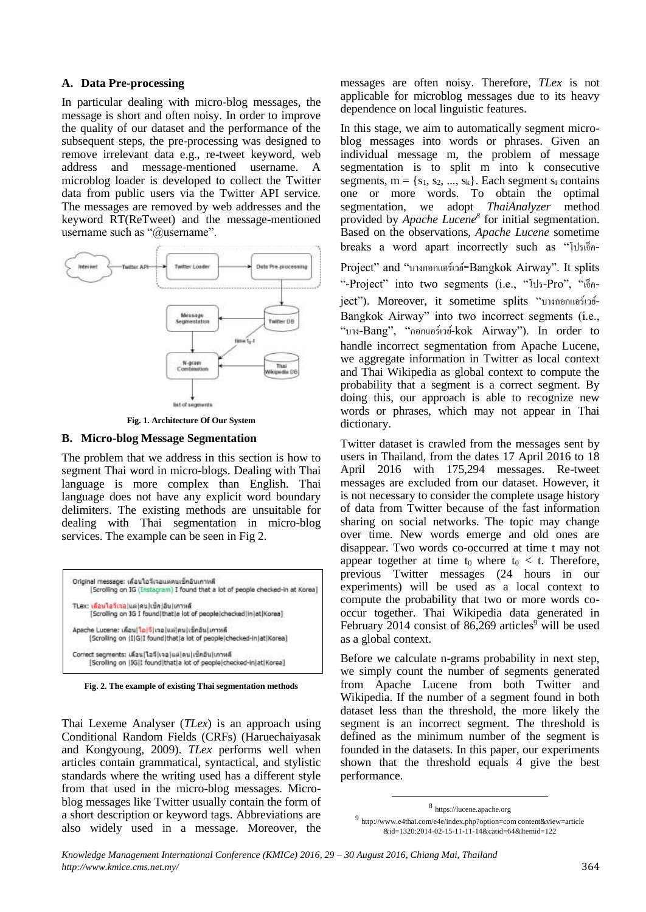### A. Data Pre-processing

In particular dealing with micro-blog messages, the message is short and often noisy. In order to improve the quality of our dataset and the performance of the subsequent steps, the pre-processing was designed to remove irrelevant data e.g., re-tweet keyword, web address and message-mentioned username. A microblog loader is developed to collect the Twitter data from public users via the Twitter API service. The messages are removed by web addresses and the keyword RT(ReTweet) and the message-mentioned username such as "@username".

Fig. 1. Architecture Of Our System

### B. Micro-blog Message Segmentation

The problem that we address in this section is how to segment Thai word in micro-blogs. Dealing with Thai language is more complex than English. Thai language does not have any explicit word boundary delimiters. The existing methods are unsuitable for dealing with Thai segmentation in micro-blog services. The example can be seen in Fig 2.

Original message: เลื่อนไอจีเจอแต่คนเช็กอินเกาหลี
[Scrolling on IG (Instagram) I found that a lot of people checked-in at Korea]

TLex: เลื่อนไอจีเจอ|แต่|คน|เช็ก|อิน|เกาหลี
[Scrolling on IG I found|that|a lot of people|checked|in|at|Korea]

Apache Lucene: เลื่อน|ไอ|จี|เจอ|แต่|คน|เช็กอิน|เกาหลี
[Scrolling on |I|G|I found|that|a lot of people|checked-in|at|Korea]

Correct segments: เลื่อน|ไอจี|เจอ|แต่|คน|เช็กอิน|เกาหลี
[Scrolling on |IG|I found|that|a lot of people|checked-in|at|Korea]

Fig. 2. The example of existing Thai segmentation methods

Thai Lexeme Analyser (*TLex*) is an approach using Conditional Random Fields (CRFs) (Haruechaiyasak and Kongyoung, 2009). *TLex* performs well when articles contain grammatical, syntactical, and stylistic standards where the writing used has a different style from that used in the micro-blog messages. Micro-blog messages like Twitter usually contain the form of a short description or keyword tags. Abbreviations are also widely used in a message. Moreover, the messages are often noisy. Therefore, *TLex* is not applicable for microblog messages due to its heavy dependence on local linguistic features.

In this stage, we aim to automatically segment micro-blog messages into words or phrases. Given an individual message m, the problem of message segmentation is to split m into k consecutive segments, $m = \{s_1, s_2, ..., s_k\}$. Each segment $s_i$ contains one or more words. To obtain the optimal segmentation, we adopt *ThaiAnalyzer* method provided by *Apache Lucene*[8] for initial segmentation. Based on the observations, *Apache Lucene* sometime breaks a word apart incorrectly such as "โปรเจ็ค-Project" and "บางกอกแอร์เวย์-Bangkok Airway". It splits "-Project" into two segments (i.e., "โปร-Pro", "เจ็ค-ject"). Moreover, it sometime splits "บางกอกแอร์เวย์-Bangkok Airway" into two incorrect segments (i.e., "บาง-Bang", "กอกแอร์เวย์-kok Airway"). In order to handle incorrect segmentation from Apache Lucene, we aggregate information in Twitter as local context and Thai Wikipedia as global context to compute the probability that a segment is a correct segment. By doing this, our approach is able to recognize new words or phrases, which may not appear in Thai dictionary.

Twitter dataset is crawled from the messages sent by users in Thailand, from the dates 17 April 2016 to 18 April 2016 with 175,294 messages. Re-tweet messages are excluded from our dataset. However, it is not necessary to consider the complete usage history of data from Twitter because of the fast information sharing on social networks. The topic may change over time. New words emerge and old ones are disappear. Two words co-occurred at time t may not appear together at time $t_0$ where $t_0 < t$. Therefore, previous Twitter messages (24 hours in our experiments) will be used as a local context to compute the probability that two or more words co-occur together. Thai Wikipedia data generated in February 2014 consist of 86,269 articles[9] will be used as a global context.

Before we calculate n-grams probability in next step, we simply count the number of segments generated from Apache Lucene from both Twitter and Wikipedia. If the number of a segment found in both dataset less than the threshold, the more likely the segment is an incorrect segment. The threshold is defined as the minimum number of the segment is founded in the datasets. In this paper, our experiments shown that the threshold equals 4 give the best performance.

[8] https://lucene.apache.org

[9] http://www.e4thai.com/e4e/index.php?option=com content&view=article &id=1320:2014-02-15-11-11-14&catid=64&Itemid=122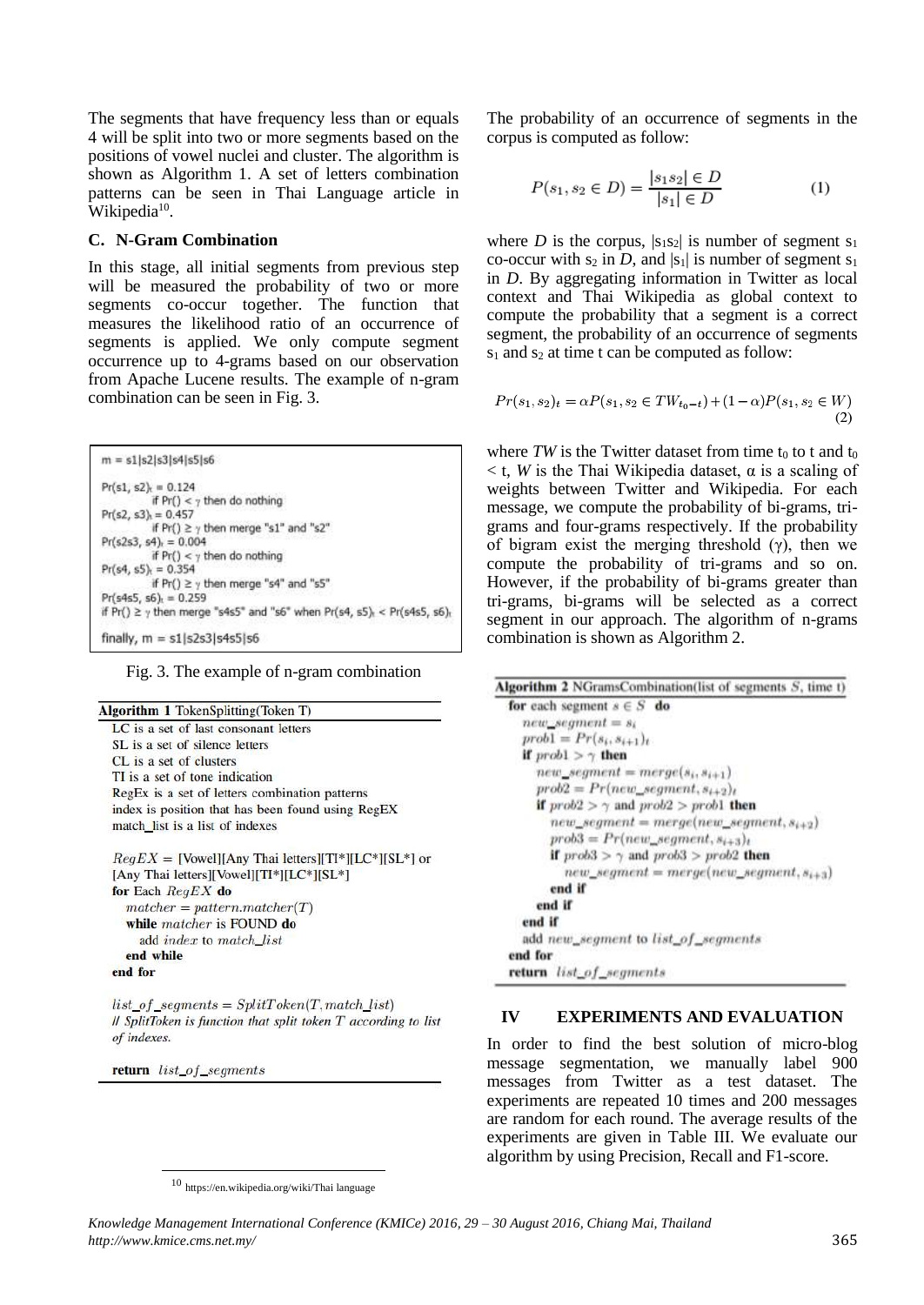The segments that have frequency less than or equals 4 will be split into two or more segments based on the positions of vowel nuclei and cluster. The algorithm is shown as Algorithm 1. A set of letters combination patterns can be seen in Thai Language article in Wikipedia[10].

### C. N-Gram Combination

In this stage, all initial segments from previous step will be measured the probability of two or more segments co-occur together. The function that measures the likelihood ratio of an occurrence of segments is applied. We only compute segment occurrence up to 4-grams based on our observation from Apache Lucene results. The example of n-gram combination can be seen in Fig. 3.

```
m = s1|s2|s3|s4|s5|s6

Pr(s1, s2)t = 0.124
        if Pr() < γ then do nothing
Pr(s2, s3)t = 0.457
        if Pr() ≥ γ then merge "s1" and "s2"
Pr(s2s3, s4)t = 0.004
        if Pr() < γ then do nothing
Pr(s4, s5)t = 0.354
        if Pr() ≥ γ then merge "s4" and "s5"
Pr(s4s5, s6)t = 0.259
if Pr() ≥ γ then merge "s4s5" and "s6" when Pr(s4, s5)t < Pr(s4s5, s6)t

finally, m = s1|s2s3|s4s5|s6
```

Fig. 3. The example of n-gram combination

**Algorithm 1** TokenSplitting(Token T)

```
LC is a set of last consonant letters
SL is a set of silence letters
CL is a set of clusters
TI is a set of tone indication
RegEx is a set of letters combination patterns
index is position that has been found using RegEX
match_list is a list of indexes

RegEX = [Vowel][Any Thai letters][TI*][LC*][SL*] or
[Any Thai letters][Vowel][TI*][LC*][SL*]
for Each RegEX do
    matcher = pattern.matcher(T)
    while matcher is FOUND do
        add index to match_list
    end while
end for

list_of_segments = SplitToken(T, match_list)
// SplitToken is function that split token T according to list of indexes.

return list_of_segments
```

The probability of an occurrence of segments in the corpus is computed as follow:

$$P(s_1, s_2 \in D) = \frac{|s_1 s_2| \in D}{|s_1| \in D} \tag{1}$$

where *D* is the corpus, $|s_1s_2|$ is number of segment $s_1$ co-occur with $s_2$ in *D*, and $|s_1|$ is number of segment $s_1$ in *D*. By aggregating information in Twitter as local context and Thai Wikipedia as global context to compute the probability that a segment is a correct segment, the probability of an occurrence of segments $s_1$ and $s_2$ at time t can be computed as follow:

$$Pr(s_1, s_2)_t = \alpha P(s_1, s_2 \in TW_{t_0 - t}) + (1 - \alpha) P(s_1, s_2 \in W) \tag{2}$$

where *TW* is the Twitter dataset from time $t_0$ to t and $t_0 < t$, *W* is the Thai Wikipedia dataset, α is a scaling of weights between Twitter and Wikipedia. For each message, we compute the probability of bi-grams, tri-grams and four-grams respectively. If the probability of bigram exist the merging threshold (γ), then we compute the probability of tri-grams and so on. However, if the probability of bi-grams greater than tri-grams, bi-grams will be selected as a correct segment in our approach. The algorithm of n-grams combination is shown as Algorithm 2.

**Algorithm 2** NGramsCombination(list of segments S, time t)

```
for each segment s ∈ S do
    new_segment = s_i
    prob1 = Pr(s_i, s_{i+1})_t
    if prob1 > γ then
        new_segment = merge(s_i, s_{i+1})
        prob2 = Pr(new_segment, s_{i+2})_t
        if prob2 > γ and prob2 > prob1 then
            new_segment = merge(new_segment, s_{i+2})
            prob3 = Pr(new_segment, s_{i+3})_t
            if prob3 > γ and prob3 > prob2 then
                new_segment = merge(new_segment, s_{i+3})
            end if
        end if
    end if
    add new_segment to list_of_segments
end for
return list_of_segments
```

## IV EXPERIMENTS AND EVALUATION

In order to find the best solution of micro-blog message segmentation, we manually label 900 messages from Twitter as a test dataset. The experiments are repeated 10 times and 200 messages are random for each round. The average results of the experiments are given in Table III. We evaluate our algorithm by using Precision, Recall and F1-score.

---

[10] https://en.wikipedia.org/wiki/Thai language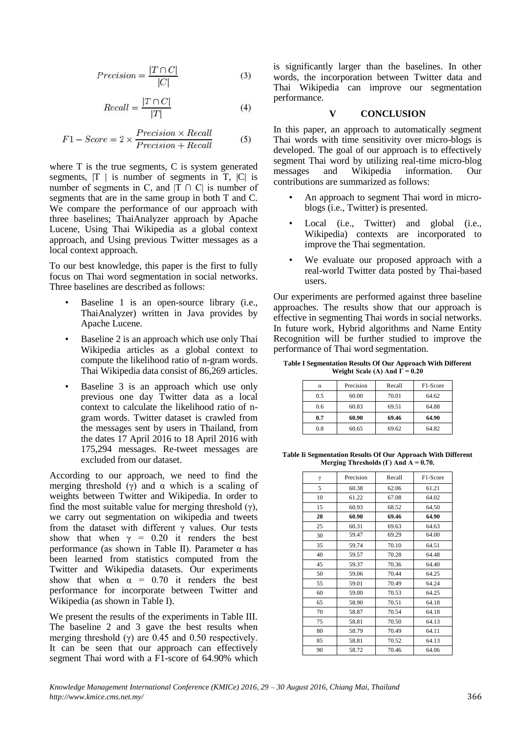$$Precision = \frac{|T \cap C|}{|C|} \quad (3)$$

$$Recall = \frac{|T \cap C|}{|T|} \quad (4)$$

$$F1-Score = 2 \times \frac{Precision \times Recall}{Precision + Recall} \quad (5)$$

where T is the true segments, C is system generated segments, |T | is number of segments in T, |C| is number of segments in C, and |T ∩ C| is number of segments that are in the same group in both T and C. We compare the performance of our approach with three baselines; ThaiAnalyzer approach by Apache Lucene, Using Thai Wikipedia as a global context approach, and Using previous Twitter messages as a local context approach.

To our best knowledge, this paper is the first to fully focus on Thai word segmentation in social networks. Three baselines are described as follows:

- Baseline 1 is an open-source library (i.e., ThaiAnalyzer) written in Java provides by Apache Lucene.
- Baseline 2 is an approach which use only Thai Wikipedia articles as a global context to compute the likelihood ratio of n-gram words. Thai Wikipedia data consist of 86,269 articles.
- Baseline 3 is an approach which use only previous one day Twitter data as a local context to calculate the likelihood ratio of n-gram words. Twitter dataset is crawled from the messages sent by users in Thailand, from the dates 17 April 2016 to 18 April 2016 with 175,294 messages. Re-tweet messages are excluded from our dataset.

According to our approach, we need to find the merging threshold (γ) and α which is a scaling of weights between Twitter and Wikipedia. In order to find the most suitable value for merging threshold (γ), we carry out segmentation on wikipedia and tweets from the dataset with different γ values. Our tests show that when γ = 0.20 it renders the best performance (as shown in Table II). Parameter α has been learned from statistics computed from the Twitter and Wikipedia datasets. Our experiments show that when α = 0.70 it renders the best performance for incorporate between Twitter and Wikipedia (as shown in Table I).

We present the results of the experiments in Table III. The baseline 2 and 3 gave the best results when merging threshold (γ) are 0.45 and 0.50 respectively. It can be seen that our approach can effectively segment Thai word with a F1-score of 64.90% which is significantly larger than the baselines. In other words, the incorporation between Twitter data and Thai Wikipedia can improve our segmentation performance.

## V CONCLUSION

In this paper, an approach to automatically segment Thai words with time sensitivity over micro-blogs is developed. The goal of our approach is to effectively segment Thai word by utilizing real-time micro-blog messages and Wikipedia information. Our contributions are summarized as follows:

- An approach to segment Thai word in micro-blogs (i.e., Twitter) is presented.
- Local (i.e., Twitter) and global (i.e., Wikipedia) contexts are incorporated to improve the Thai segmentation.
- We evaluate our proposed approach with a real-world Twitter data posted by Thai-based users.

Our experiments are performed against three baseline approaches. The results show that our approach is effective in segmenting Thai words in social networks. In future work, Hybrid algorithms and Name Entity Recognition will be further studied to improve the performance of Thai word segmentation.

**Table I Segmentation Results Of Our Approach With Different Weight Scale (Α) And Γ = 0.20**

| α | Precision | Recall | F1-Score |
|---|---|---|---|
| 0.5 | 60.00 | 70.01 | 64.62 |
| 0.6 | 60.83 | 69.51 | 64.88 |
| **0.7** | **60.90** | **69.46** | **64.90** |
| 0.8 | 60.65 | 69.62 | 64.82 |

**Table Ii Segmentation Results Of Our Approach With Different Merging Thresholds (Γ) And Α = 0.70.**

| γ | Precision | Recall | F1-Score |
|---|---|---|---|
| 5 | 60.38 | 62.06 | 61.21 |
| 10 | 61.22 | 67.08 | 64.02 |
| 15 | 60.93 | 68.52 | 64.50 |
| **20** | **60.90** | **69.46** | **64.90** |
| 25 | 60.31 | 69.63 | 64.63 |
| 30 | 59.47 | 69.29 | 64.00 |
| 35 | 59.74 | 70.10 | 64.51 |
| 40 | 59.57 | 70.28 | 64.48 |
| 45 | 59.37 | 70.36 | 64.40 |
| 50 | 59.06 | 70.44 | 64.25 |
| 55 | 59.01 | 70.49 | 64.24 |
| 60 | 59.00 | 70.53 | 64.25 |
| 65 | 58.90 | 70.51 | 64.18 |
| 70 | 58.87 | 70.54 | 64.18 |
| 75 | 58.81 | 70.50 | 64.13 |
| 80 | 58.79 | 70.49 | 64.11 |
| 85 | 58.81 | 70.52 | 64.13 |
| 90 | 58.72 | 70.46 | 64.06 |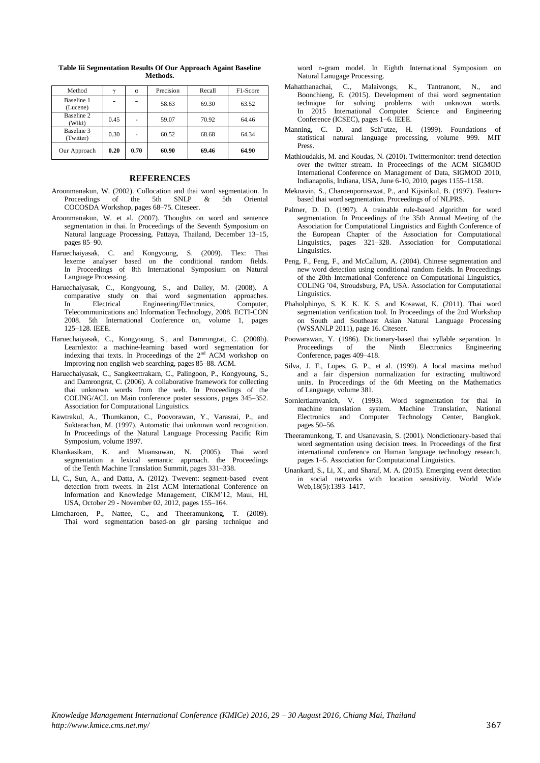**Table Iii Segmentation Results Of Our Approach Againt Baseline Methods.**

| Method | γ | α | Precision | Recall | F1-Score |
|---|---|---|---|---|---|
| Baseline 1 (Lucene) | - | - | 58.63 | 69.30 | 63.52 |
| Baseline 2 (Wiki) | 0.45 | - | 59.07 | 70.92 | 64.46 |
| Baseline 3 (Twitter) | 0.30 | - | 60.52 | 68.68 | 64.34 |
| Our Approach | **0.20** | **0.70** | **60.90** | **69.46** | **64.90** |

## REFERENCES

Aroonmanakun, W. (2002). Collocation and thai word segmentation. In Proceedings of the 5th SNLP & 5th Oriental COCOSDA Workshop, pages 68–75. Citeseer.

Aroonmanakun, W. et al. (2007). Thoughts on word and sentence segmentation in thai. In Proceedings of the Seventh Symposium on Natural language Processing, Pattaya, Thailand, December 13–15, pages 85–90.

Haruechaiyasak, C. and Kongyoung, S. (2009). Tlex: Thai lexeme analyser based on the conditional random fields. In Proceedings of 8th International Symposium on Natural Language Processing.

Haruechaiyasak, C., Kongyoung, S., and Dailey, M. (2008). A comparative study on thai word segmentation approaches. In Electrical Engineering/Electronics, Computer, Telecommunications and Information Technology, 2008. ECTI-CON 2008. 5th International Conference on, volume 1, pages 125–128. IEEE.

Haruechaiyasak, C., Kongyoung, S., and Damrongrat, C. (2008b). Learnlexto: a machine-learning based word segmentation for indexing thai texts. In Proceedings of the 2nd ACM workshop on Improving non english web searching, pages 85–88. ACM.

Haruechaiyasak, C., Sangkeettrakarn, C., Palingoon, P., Kongyoung, S., and Damrongrat, C. (2006). A collaborative framework for collecting thai unknown words from the web. In Proceedings of the COLING/ACL on Main conference poster sessions, pages 345–352. Association for Computational Linguistics.

Kawtrakul, A., Thumkanon, C., Poovorawan, Y., Varasrai, P., and Suktarachan, M. (1997). Automatic thai unknown word recognition. In Proceedings of the Natural Language Processing Pacific Rim Symposium, volume 1997.

Khankasikam, K. and Muansuwan, N. (2005). Thai word segmentation a lexical semantic approach. the Proceedings of the Tenth Machine Translation Summit, pages 331–338.

Li, C., Sun, A., and Datta, A. (2012). Twevent: segment-based event detection from tweets. In 21st ACM International Conference on Information and Knowledge Management, CIKM'12, Maui, HI, USA, October 29 - November 02, 2012, pages 155–164.

Limcharoen, P., Nattee, C., and Theeramunkong, T. (2009). Thai word segmentation based-on glr parsing technique and word n-gram model. In Eighth International Symposium on Natural Lanugage Processing.

Mahatthanachai, C., Malaivongs, K., Tantranont, N., and Boonchieng, E. (2015). Development of thai word segmentation technique for solving problems with unknown words. In 2015 International Computer Science and Engineering Conference (ICSEC), pages 1–6. IEEE.

Manning, C. D. and Sch¨utze, H. (1999). Foundations of statistical natural language processing, volume 999. MIT Press.

Mathioudakis, M. and Koudas, N. (2010). Twittermonitor: trend detection over the twitter stream. In Proceedings of the ACM SIGMOD International Conference on Management of Data, SIGMOD 2010, Indianapolis, Indiana, USA, June 6-10, 2010, pages 1155–1158.

Meknavin, S., Charoenpornsawat, P., and Kijsirikul, B. (1997). Feature-based thai word segmentation. Proceedings of of NLPRS.

Palmer, D. D. (1997). A trainable rule-based algorithm for word segmentation. In Proceedings of the 35th Annual Meeting of the Association for Computational Linguistics and Eighth Conference of the European Chapter of the Association for Computational Linguistics, pages 321–328. Association for Computational Linguistics.

Peng, F., Feng, F., and McCallum, A. (2004). Chinese segmentation and new word detection using conditional random fields. In Proceedings of the 20th International Conference on Computational Linguistics, COLING '04, Stroudsburg, PA, USA. Association for Computational Linguistics.

Phaholphinyo, S. K. K. K. S. and Kosawat, K. (2011). Thai word segmentation verification tool. In Proceedings of the 2nd Workshop on South and Southeast Asian Natural Language Processing (WSSANLP 2011), page 16. Citeseer.

Poowarawan, Y. (1986). Dictionary-based thai syllable separation. In Proceedings of the Ninth Electronics Engineering Conference, pages 409–418.

Silva, J. F., Lopes, G. P., et al. (1999). A local maxima method and a fair dispersion normalization for extracting multiword units. In Proceedings of the 6th Meeting on the Mathematics of Language, volume 381.

Sornlertlamvanich, V. (1993). Word segmentation for thai in machine translation system. Machine Translation, National Electronics and Computer Technology Center, Bangkok, pages 50–56.

Theeramunkong, T. and Usanavasin, S. (2001). Nondictionary-based thai word segmentation using decision trees. In Proceedings of the first international conference on Human language technology research, pages 1–5. Association for Computational Linguistics.

Unankard, S., Li, X., and Sharaf, M. A. (2015). Emerging event detection in social networks with location sensitivity. World Wide Web,18(5):1393–1417.